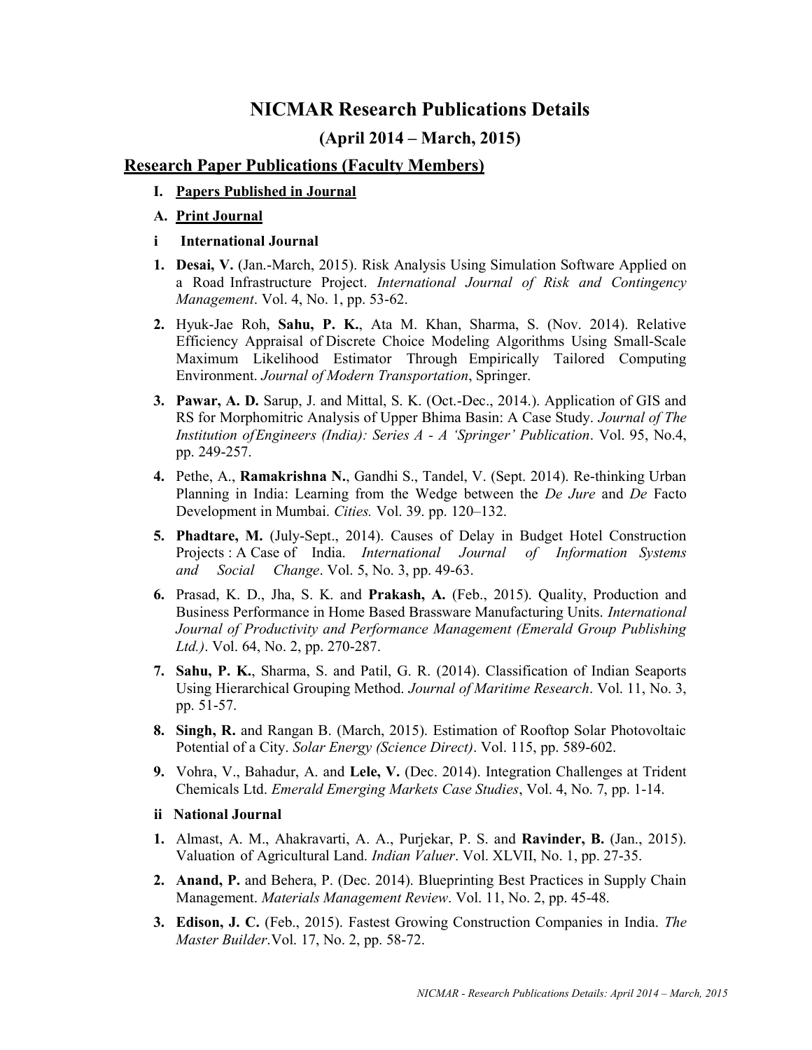# NICMAR Research Publications Details

## (April 2014 – March, 2015)

## Research Paper Publications (Faculty Members)

### I. Papers Published in Journal

### A. Print Journal

#### i International Journal

1. **Desai, V.** (Jan.-March, 2015). Risk Analysis Using Simulation Software Applied on a Road Infrastructure Project. *International Journal of Risk and Contingency Management*. Vol. 4, No. 1, pp. 53-62.
2. Hyuk-Jae Roh, **Sahu, P. K.**, Ata M. Khan, Sharma, S. (Nov. 2014). Relative Efficiency Appraisal of Discrete Choice Modeling Algorithms Using Small-Scale Maximum Likelihood Estimator Through Empirically Tailored Computing Environment. *Journal of Modern Transportation*, Springer.
3. **Pawar, A. D.** Sarup, J. and Mittal, S. K. (Oct.-Dec., 2014.). Application of GIS and RS for Morphomitric Analysis of Upper Bhima Basin: A Case Study. *Journal of The Institution of Engineers (India): Series A - A 'Springer' Publication*. Vol. 95, No.4, pp. 249-257.
4. Pethe, A., **Ramakrishna N.**, Gandhi S., Tandel, V. (Sept. 2014). Re-thinking Urban Planning in India: Learning from the Wedge between the *De Jure* and *De* Facto Development in Mumbai. *Cities.* Vol. 39. pp. 120–132.
5. **Phadtare, M.** (July-Sept., 2014). Causes of Delay in Budget Hotel Construction Projects : A Case of India. *International Journal of Information Systems and Social Change*. Vol. 5, No. 3, pp. 49-63.
6. Prasad, K. D., Jha, S. K. and **Prakash, A.** (Feb., 2015). Quality, Production and Business Performance in Home Based Brassware Manufacturing Units. *International Journal of Productivity and Performance Management (Emerald Group Publishing Ltd.)*. Vol. 64, No. 2, pp. 270-287.
7. **Sahu, P. K.**, Sharma, S. and Patil, G. R. (2014). Classification of Indian Seaports Using Hierarchical Grouping Method. *Journal of Maritime Research*. Vol. 11, No. 3, pp. 51-57.
8. **Singh, R.** and Rangan B. (March, 2015). Estimation of Rooftop Solar Photovoltaic Potential of a City. *Solar Energy (Science Direct)*. Vol. 115, pp. 589-602.
9. Vohra, V., Bahadur, A. and **Lele, V.** (Dec. 2014). Integration Challenges at Trident Chemicals Ltd. *Emerald Emerging Markets Case Studies*, Vol. 4, No. 7, pp. 1-14.

#### ii National Journal

1. Almast, A. M., Ahakravarti, A. A., Purjekar, P. S. and **Ravinder, B.** (Jan., 2015). Valuation of Agricultural Land. *Indian Valuer*. Vol. XLVII, No. 1, pp. 27-35.
2. **Anand, P.** and Behera, P. (Dec. 2014). Blueprinting Best Practices in Supply Chain Management. *Materials Management Review*. Vol. 11, No. 2, pp. 45-48.
3. **Edison, J. C.** (Feb., 2015). Fastest Growing Construction Companies in India. *The Master Builder*.Vol. 17, No. 2, pp. 58-72.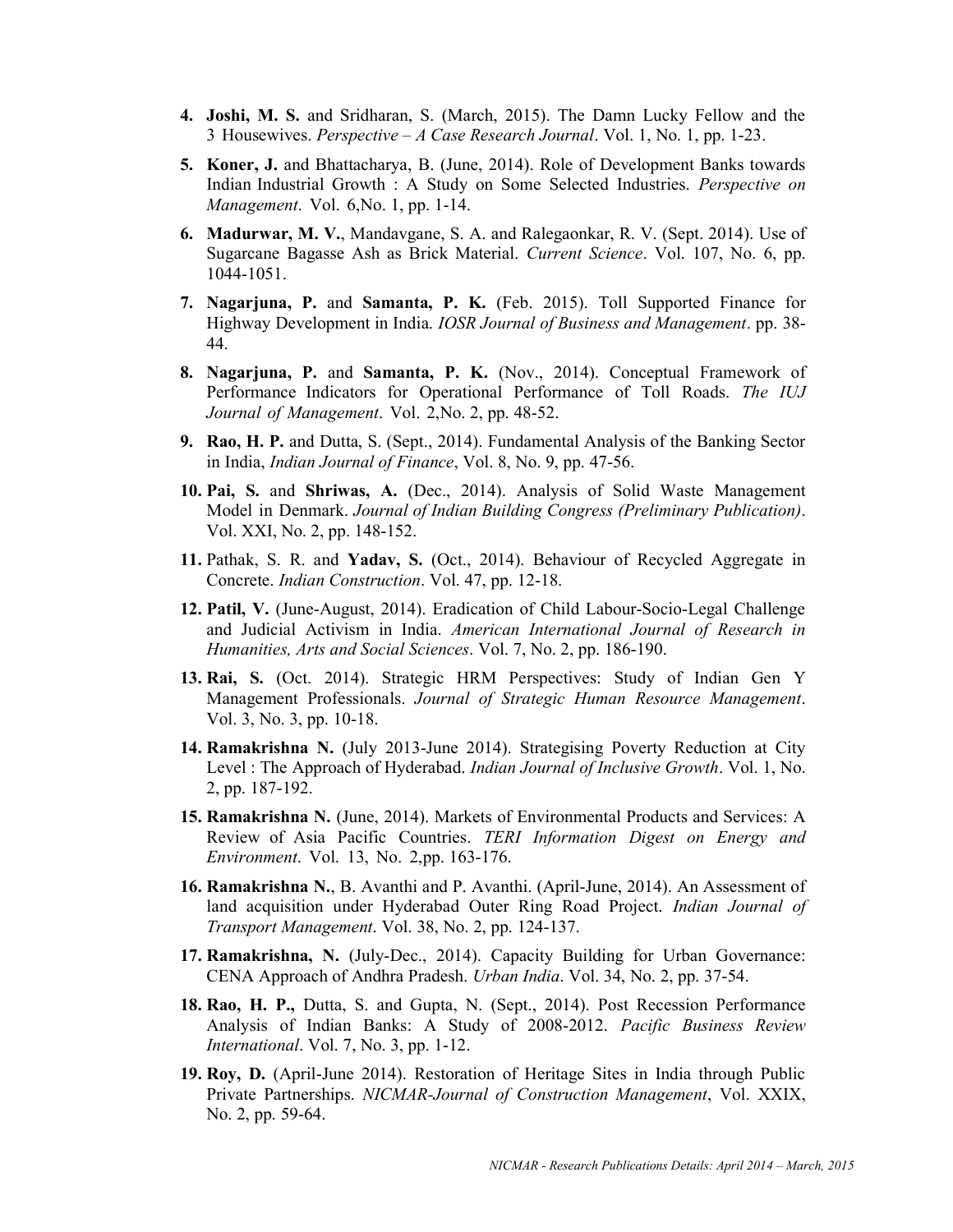4. **Joshi, M. S.** and Sridharan, S. (March, 2015). The Damn Lucky Fellow and the 3 Housewives. *Perspective – A Case Research Journal*. Vol. 1, No. 1, pp. 1-23.

5. **Koner, J.** and Bhattacharya, B. (June, 2014). Role of Development Banks towards Indian Industrial Growth : A Study on Some Selected Industries. *Perspective on Management*. Vol. 6,No. 1, pp. 1-14.

6. **Madurwar, M. V.**, Mandavgane, S. A. and Ralegaonkar, R. V. (Sept. 2014). Use of Sugarcane Bagasse Ash as Brick Material. *Current Science*. Vol. 107, No. 6, pp. 1044-1051.

7. **Nagarjuna, P.** and **Samanta, P. K.** (Feb. 2015). Toll Supported Finance for Highway Development in India. *IOSR Journal of Business and Management*. pp. 38-44.

8. **Nagarjuna, P.** and **Samanta, P. K.** (Nov., 2014). Conceptual Framework of Performance Indicators for Operational Performance of Toll Roads. *The IUJ Journal of Management*. Vol. 2,No. 2, pp. 48-52.

9. **Rao, H. P.** and Dutta, S. (Sept., 2014). Fundamental Analysis of the Banking Sector in India, *Indian Journal of Finance*, Vol. 8, No. 9, pp. 47-56.

10. **Pai, S.** and **Shriwas, A.** (Dec., 2014). Analysis of Solid Waste Management Model in Denmark. *Journal of Indian Building Congress (Preliminary Publication)*. Vol. XXI, No. 2, pp. 148-152.

11. Pathak, S. R. and **Yadav, S.** (Oct., 2014). Behaviour of Recycled Aggregate in Concrete. *Indian Construction*. Vol. 47, pp. 12-18.

12. **Patil, V.** (June-August, 2014). Eradication of Child Labour-Socio-Legal Challenge and Judicial Activism in India. *American International Journal of Research in Humanities, Arts and Social Sciences*. Vol. 7, No. 2, pp. 186-190.

13. **Rai, S.** (Oct. 2014). Strategic HRM Perspectives: Study of Indian Gen Y Management Professionals. *Journal of Strategic Human Resource Management*. Vol. 3, No. 3, pp. 10-18.

14. **Ramakrishna N.** (July 2013-June 2014). Strategising Poverty Reduction at City Level : The Approach of Hyderabad. *Indian Journal of Inclusive Growth*. Vol. 1, No. 2, pp. 187-192.

15. **Ramakrishna N.** (June, 2014). Markets of Environmental Products and Services: A Review of Asia Pacific Countries. *TERI Information Digest on Energy and Environment*. Vol. 13, No. 2,pp. 163-176.

16. **Ramakrishna N.**, B. Avanthi and P. Avanthi. (April-June, 2014). An Assessment of land acquisition under Hyderabad Outer Ring Road Project. *Indian Journal of Transport Management*. Vol. 38, No. 2, pp. 124-137.

17. **Ramakrishna, N.** (July-Dec., 2014). Capacity Building for Urban Governance: CENA Approach of Andhra Pradesh. *Urban India*. Vol. 34, No. 2, pp. 37-54.

18. **Rao, H. P.,** Dutta, S. and Gupta, N. (Sept., 2014). Post Recession Performance Analysis of Indian Banks: A Study of 2008-2012. *Pacific Business Review International*. Vol. 7, No. 3, pp. 1-12.

19. **Roy, D.** (April-June 2014). Restoration of Heritage Sites in India through Public Private Partnerships. *NICMAR-Journal of Construction Management*, Vol. XXIX, No. 2, pp. 59-64.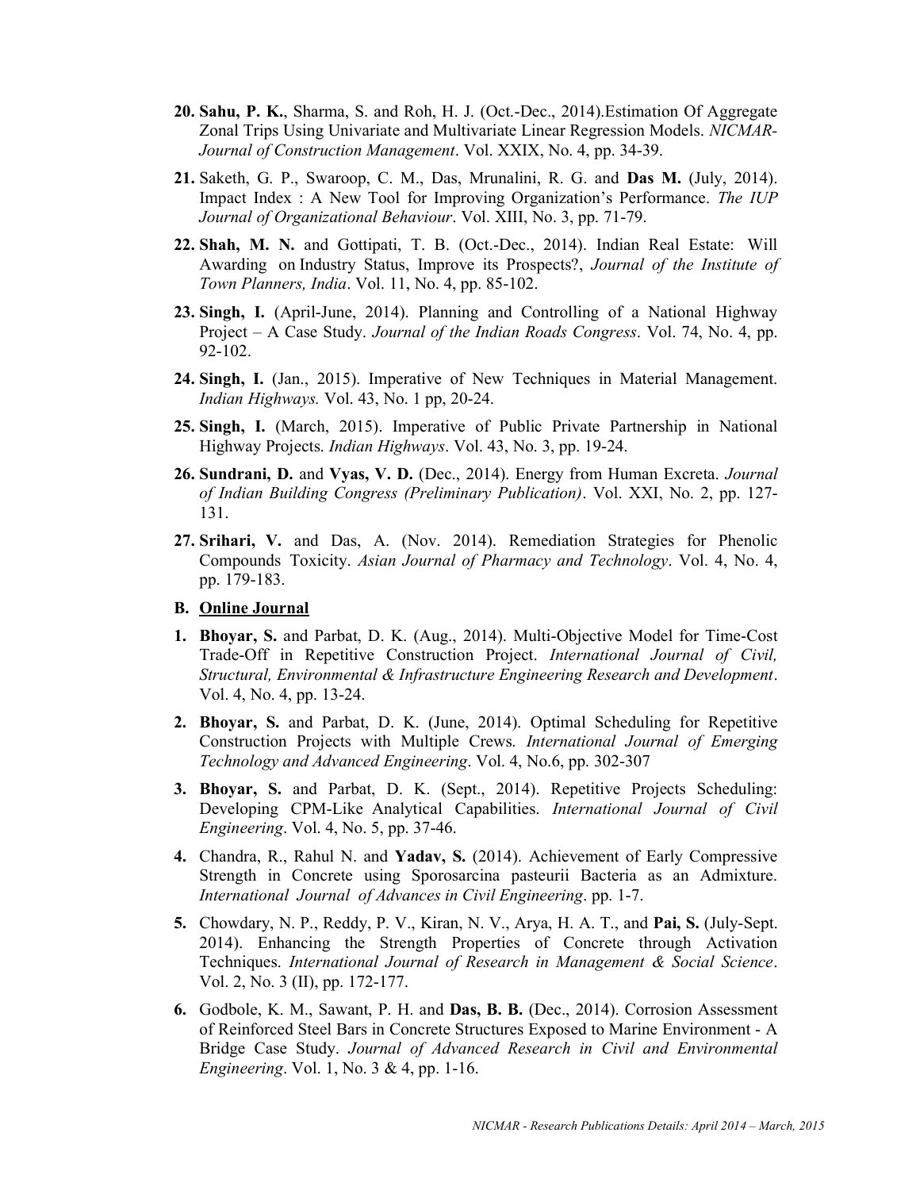20. **Sahu, P. K.**, Sharma, S. and Roh, H. J. (Oct.-Dec., 2014).Estimation Of Aggregate Zonal Trips Using Univariate and Multivariate Linear Regression Models. *NICMAR-Journal of Construction Management*. Vol. XXIX, No. 4, pp. 34-39.

21. Saketh, G. P., Swaroop, C. M., Das, Mrunalini, R. G. and **Das M.** (July, 2014). Impact Index : A New Tool for Improving Organization's Performance. *The IUP Journal of Organizational Behaviour*. Vol. XIII, No. 3, pp. 71-79.

22. **Shah, M. N.** and Gottipati, T. B. (Oct.-Dec., 2014). Indian Real Estate: Will Awarding on Industry Status, Improve its Prospects?, *Journal of the Institute of Town Planners, India*. Vol. 11, No. 4, pp. 85-102.

23. **Singh, I.** (April-June, 2014). Planning and Controlling of a National Highway Project – A Case Study. *Journal of the Indian Roads Congress*. Vol. 74, No. 4, pp. 92-102.

24. **Singh, I.** (Jan., 2015). Imperative of New Techniques in Material Management. *Indian Highways.* Vol. 43, No. 1 pp, 20-24.

25. **Singh, I.** (March, 2015). Imperative of Public Private Partnership in National Highway Projects. *Indian Highways*. Vol. 43, No. 3, pp. 19-24.

26. **Sundrani, D.** and **Vyas, V. D.** (Dec., 2014). Energy from Human Excreta. *Journal of Indian Building Congress (Preliminary Publication)*. Vol. XXI, No. 2, pp. 127-131.

27. **Srihari, V.** and Das, A. (Nov. 2014). Remediation Strategies for Phenolic Compounds Toxicity. *Asian Journal of Pharmacy and Technology*. Vol. 4, No. 4, pp. 179-183.

**B. <u>Online Journal</u>**

1. **Bhoyar, S.** and Parbat, D. K. (Aug., 2014). Multi-Objective Model for Time-Cost Trade-Off in Repetitive Construction Project. *International Journal of Civil, Structural, Environmental & Infrastructure Engineering Research and Development*. Vol. 4, No. 4, pp. 13-24.

2. **Bhoyar, S.** and Parbat, D. K. (June, 2014). Optimal Scheduling for Repetitive Construction Projects with Multiple Crews. *International Journal of Emerging Technology and Advanced Engineering*. Vol. 4, No.6, pp. 302-307

3. **Bhoyar, S.** and Parbat, D. K. (Sept., 2014). Repetitive Projects Scheduling: Developing CPM-Like Analytical Capabilities. *International Journal of Civil Engineering*. Vol. 4, No. 5, pp. 37-46.

4. Chandra, R., Rahul N. and **Yadav, S.** (2014). Achievement of Early Compressive Strength in Concrete using Sporosarcina pasteurii Bacteria as an Admixture. *International Journal of Advances in Civil Engineering*. pp. 1-7.

5. Chowdary, N. P., Reddy, P. V., Kiran, N. V., Arya, H. A. T., and **Pai, S.** (July-Sept. 2014). Enhancing the Strength Properties of Concrete through Activation Techniques. *International Journal of Research in Management & Social Science*. Vol. 2, No. 3 (II), pp. 172-177.

6. Godbole, K. M., Sawant, P. H. and **Das, B. B.** (Dec., 2014). Corrosion Assessment of Reinforced Steel Bars in Concrete Structures Exposed to Marine Environment - A Bridge Case Study. *Journal of Advanced Research in Civil and Environmental Engineering*. Vol. 1, No. 3 & 4, pp. 1-16.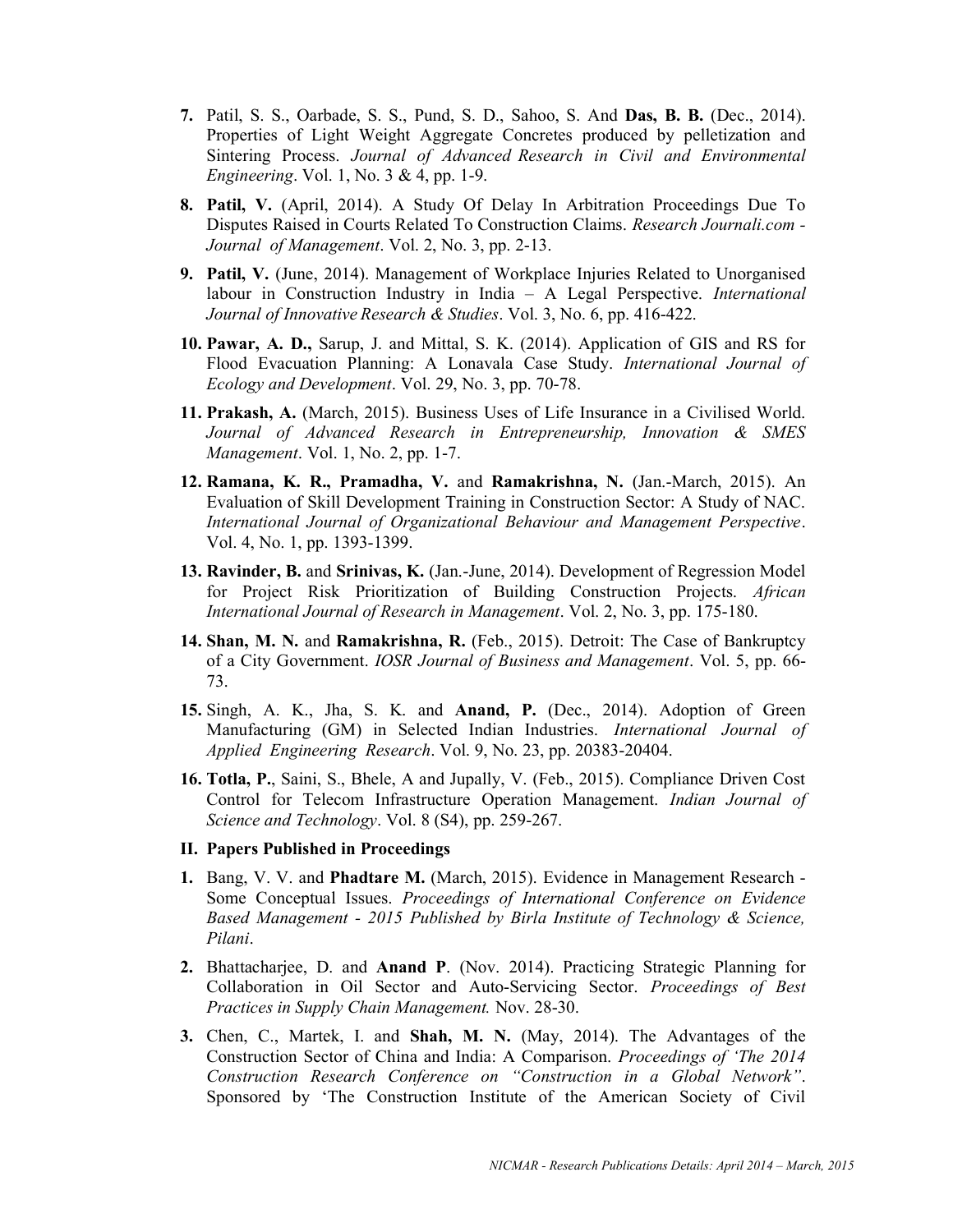7. Patil, S. S., Oarbade, S. S., Pund, S. D., Sahoo, S. And **Das, B. B.** (Dec., 2014). Properties of Light Weight Aggregate Concretes produced by pelletization and Sintering Process. *Journal of Advanced Research in Civil and Environmental Engineering*. Vol. 1, No. 3 & 4, pp. 1-9.

8. **Patil, V.** (April, 2014). A Study Of Delay In Arbitration Proceedings Due To Disputes Raised in Courts Related To Construction Claims. *Research Journali.com - Journal of Management*. Vol. 2, No. 3, pp. 2-13.

9. **Patil, V.** (June, 2014). Management of Workplace Injuries Related to Unorganised labour in Construction Industry in India – A Legal Perspective. *International Journal of Innovative Research & Studies*. Vol. 3, No. 6, pp. 416-422.

10. **Pawar, A. D.,** Sarup, J. and Mittal, S. K. (2014). Application of GIS and RS for Flood Evacuation Planning: A Lonavala Case Study. *International Journal of Ecology and Development*. Vol. 29, No. 3, pp. 70-78.

11. **Prakash, A.** (March, 2015). Business Uses of Life Insurance in a Civilised World. *Journal of Advanced Research in Entrepreneurship, Innovation & SMES Management*. Vol. 1, No. 2, pp. 1-7.

12. **Ramana, K. R., Pramadha, V.** and **Ramakrishna, N.** (Jan.-March, 2015). An Evaluation of Skill Development Training in Construction Sector: A Study of NAC. *International Journal of Organizational Behaviour and Management Perspective*. Vol. 4, No. 1, pp. 1393-1399.

13. **Ravinder, B.** and **Srinivas, K.** (Jan.-June, 2014). Development of Regression Model for Project Risk Prioritization of Building Construction Projects. *African International Journal of Research in Management*. Vol. 2, No. 3, pp. 175-180.

14. **Shan, M. N.** and **Ramakrishna, R.** (Feb., 2015). Detroit: The Case of Bankruptcy of a City Government. *IOSR Journal of Business and Management*. Vol. 5, pp. 66-73.

15. Singh, A. K., Jha, S. K. and **Anand, P.** (Dec., 2014). Adoption of Green Manufacturing (GM) in Selected Indian Industries. *International Journal of Applied Engineering Research*. Vol. 9, No. 23, pp. 20383-20404.

16. **Totla, P.**, Saini, S., Bhele, A and Jupally, V. (Feb., 2015). Compliance Driven Cost Control for Telecom Infrastructure Operation Management. *Indian Journal of Science and Technology*. Vol. 8 (S4), pp. 259-267.

## II. Papers Published in Proceedings

1. Bang, V. V. and **Phadtare M.** (March, 2015). Evidence in Management Research - Some Conceptual Issues. *Proceedings of International Conference on Evidence Based Management - 2015 Published by Birla Institute of Technology & Science, Pilani*.

2. Bhattacharjee, D. and **Anand P**. (Nov. 2014). Practicing Strategic Planning for Collaboration in Oil Sector and Auto-Servicing Sector. *Proceedings of Best Practices in Supply Chain Management.* Nov. 28-30.

3. Chen, C., Martek, I. and **Shah, M. N.** (May, 2014). The Advantages of the Construction Sector of China and India: A Comparison. *Proceedings of 'The 2014 Construction Research Conference on "Construction in a Global Network"*. Sponsored by 'The Construction Institute of the American Society of Civil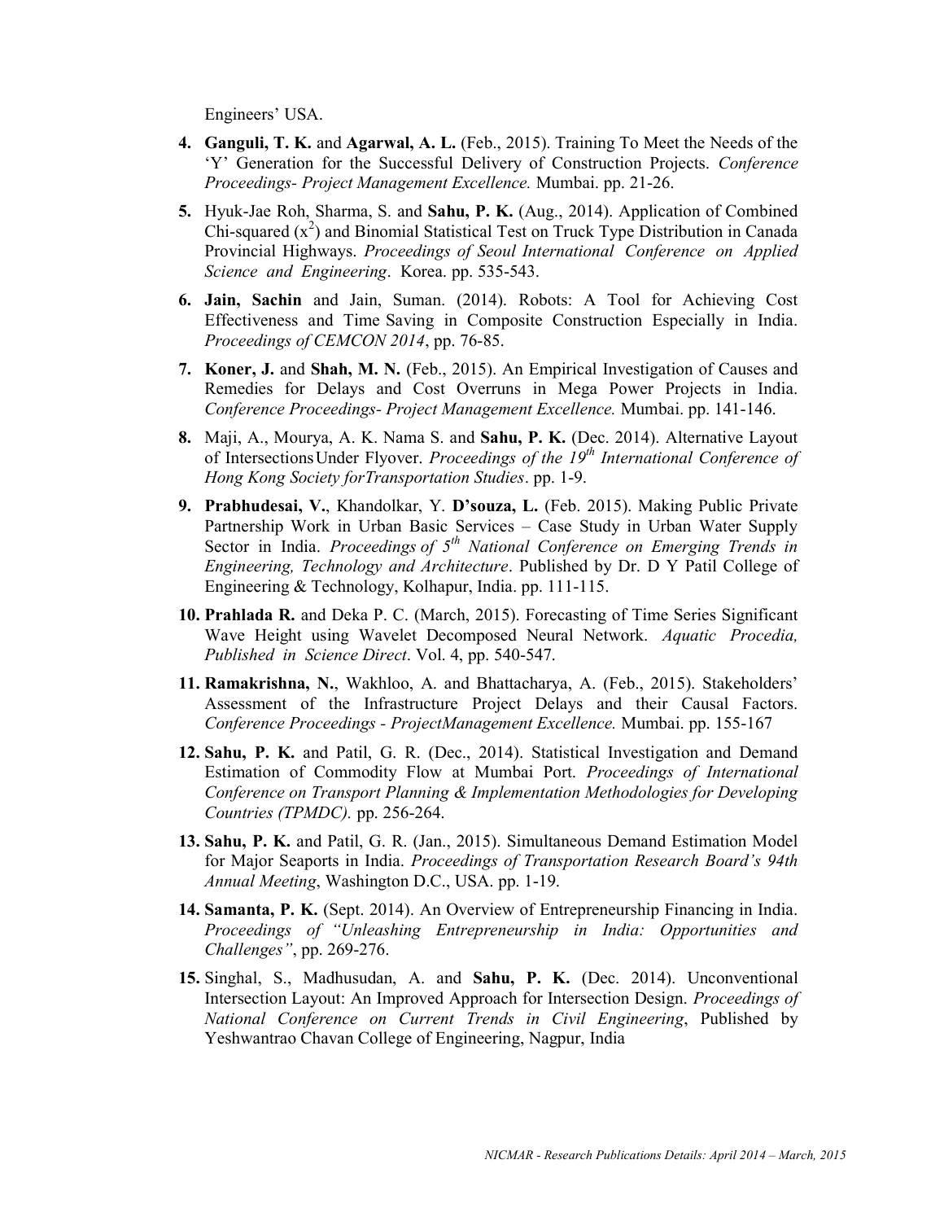Engineers' USA.

4. **Ganguli, T. K.** and **Agarwal, A. L.** (Feb., 2015). Training To Meet the Needs of the 'Y' Generation for the Successful Delivery of Construction Projects. *Conference Proceedings- Project Management Excellence.* Mumbai. pp. 21-26.

5. Hyuk-Jae Roh, Sharma, S. and **Sahu, P. K.** (Aug., 2014). Application of Combined Chi-squared ($x^2$) and Binomial Statistical Test on Truck Type Distribution in Canada Provincial Highways. *Proceedings of Seoul International Conference on Applied Science and Engineering*. Korea. pp. 535-543.

6. **Jain, Sachin** and Jain, Suman. (2014). Robots: A Tool for Achieving Cost Effectiveness and Time Saving in Composite Construction Especially in India. *Proceedings of CEMCON 2014*, pp. 76-85.

7. **Koner, J.** and **Shah, M. N.** (Feb., 2015). An Empirical Investigation of Causes and Remedies for Delays and Cost Overruns in Mega Power Projects in India. *Conference Proceedings- Project Management Excellence.* Mumbai. pp. 141-146.

8. Maji, A., Mourya, A. K. Nama S. and **Sahu, P. K.** (Dec. 2014). Alternative Layout of IntersectionsUnder Flyover. *Proceedings of the 19th International Conference of Hong Kong Society forTransportation Studies*. pp. 1-9.

9. **Prabhudesai, V.**, Khandolkar, Y. **D'souza, L.** (Feb. 2015). Making Public Private Partnership Work in Urban Basic Services – Case Study in Urban Water Supply Sector in India. *Proceedings of 5th National Conference on Emerging Trends in Engineering, Technology and Architecture*. Published by Dr. D Y Patil College of Engineering & Technology, Kolhapur, India. pp. 111-115.

10. **Prahlada R.** and Deka P. C. (March, 2015). Forecasting of Time Series Significant Wave Height using Wavelet Decomposed Neural Network. *Aquatic Procedia, Published in Science Direct*. Vol. 4, pp. 540-547.

11. **Ramakrishna, N.**, Wakhloo, A. and Bhattacharya, A. (Feb., 2015). Stakeholders' Assessment of the Infrastructure Project Delays and their Causal Factors. *Conference Proceedings - ProjectManagement Excellence.* Mumbai. pp. 155-167

12. **Sahu, P. K.** and Patil, G. R. (Dec., 2014). Statistical Investigation and Demand Estimation of Commodity Flow at Mumbai Port. *Proceedings of International Conference on Transport Planning & Implementation Methodologies for Developing Countries (TPMDC).* pp. 256-264.

13. **Sahu, P. K.** and Patil, G. R. (Jan., 2015). Simultaneous Demand Estimation Model for Major Seaports in India. *Proceedings of Transportation Research Board's 94th Annual Meeting*, Washington D.C., USA. pp. 1-19.

14. **Samanta, P. K.** (Sept. 2014). An Overview of Entrepreneurship Financing in India. *Proceedings of "Unleashing Entrepreneurship in India: Opportunities and Challenges"*, pp. 269-276.

15. Singhal, S., Madhusudan, A. and **Sahu, P. K.** (Dec. 2014). Unconventional Intersection Layout: An Improved Approach for Intersection Design. *Proceedings of National Conference on Current Trends in Civil Engineering*, Published by Yeshwantrao Chavan College of Engineering, Nagpur, India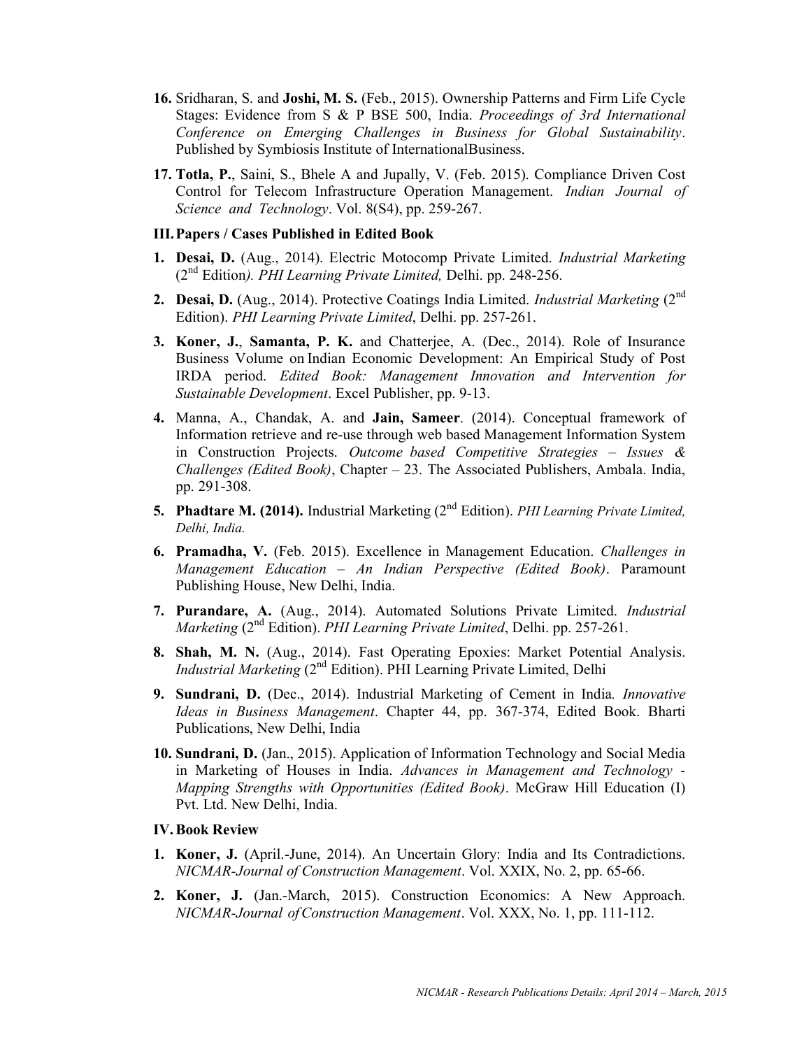16. Sridharan, S. and **Joshi, M. S.** (Feb., 2015). Ownership Patterns and Firm Life Cycle Stages: Evidence from S & P BSE 500, India. *Proceedings of 3rd International Conference on Emerging Challenges in Business for Global Sustainability*. Published by Symbiosis Institute of InternationalBusiness.

17. **Totla, P.**, Saini, S., Bhele A and Jupally, V. (Feb. 2015). Compliance Driven Cost Control for Telecom Infrastructure Operation Management. *Indian Journal of Science and Technology*. Vol. 8(S4), pp. 259-267.

### III. Papers / Cases Published in Edited Book

1. **Desai, D.** (Aug., 2014). Electric Motocomp Private Limited. *Industrial Marketing* (2nd Edition*). PHI Learning Private Limited,* Delhi. pp. 248-256.

2. **Desai, D.** (Aug., 2014). Protective Coatings India Limited. *Industrial Marketing* (2nd Edition). *PHI Learning Private Limited*, Delhi. pp. 257-261.

3. **Koner, J.**, **Samanta, P. K.** and Chatterjee, A. (Dec., 2014). Role of Insurance Business Volume on Indian Economic Development: An Empirical Study of Post IRDA period. *Edited Book: Management Innovation and Intervention for Sustainable Development*. Excel Publisher, pp. 9-13.

4. Manna, A., Chandak, A. and **Jain, Sameer**. (2014). Conceptual framework of Information retrieve and re-use through web based Management Information System in Construction Projects. *Outcome based Competitive Strategies – Issues & Challenges (Edited Book)*, Chapter – 23. The Associated Publishers, Ambala. India, pp. 291-308.

5. **Phadtare M. (2014).** Industrial Marketing (2nd Edition). *PHI Learning Private Limited, Delhi, India.*

6. **Pramadha, V.** (Feb. 2015). Excellence in Management Education. *Challenges in Management Education – An Indian Perspective (Edited Book)*. Paramount Publishing House, New Delhi, India.

7. **Purandare, A.** (Aug., 2014). Automated Solutions Private Limited. *Industrial Marketing* (2nd Edition). *PHI Learning Private Limited*, Delhi. pp. 257-261.

8. **Shah, M. N.** (Aug., 2014). Fast Operating Epoxies: Market Potential Analysis. *Industrial Marketing* (2nd Edition). PHI Learning Private Limited, Delhi

9. **Sundrani, D.** (Dec., 2014). Industrial Marketing of Cement in India*. Innovative Ideas in Business Management*. Chapter 44, pp. 367-374, Edited Book. Bharti Publications, New Delhi, India

10. **Sundrani, D.** (Jan., 2015). Application of Information Technology and Social Media in Marketing of Houses in India. *Advances in Management and Technology - Mapping Strengths with Opportunities (Edited Book)*. McGraw Hill Education (I) Pvt. Ltd. New Delhi, India.

### IV. Book Review

1. **Koner, J.** (April.-June, 2014). An Uncertain Glory: India and Its Contradictions. *NICMAR-Journal of Construction Management*. Vol. XXIX, No. 2, pp. 65-66.

2. **Koner, J.** (Jan.-March, 2015). Construction Economics: A New Approach. *NICMAR-Journal of Construction Management*. Vol. XXX, No. 1, pp. 111-112.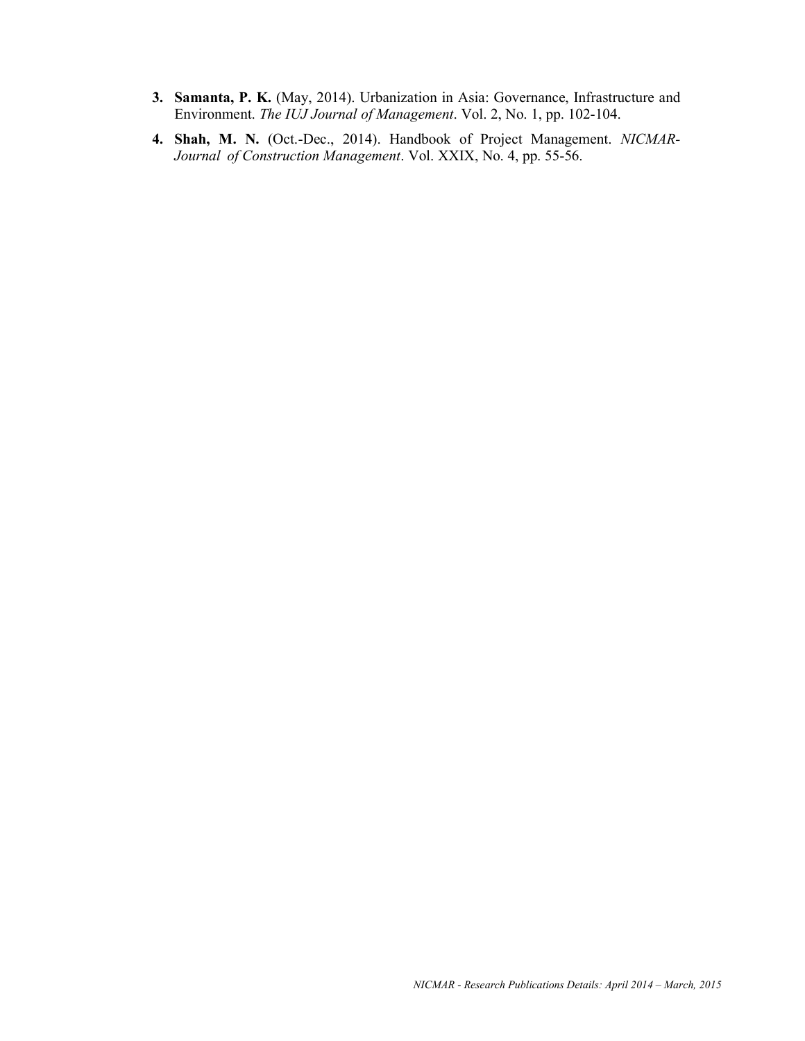3. **Samanta, P. K.** (May, 2014). Urbanization in Asia: Governance, Infrastructure and Environment. *The IUJ Journal of Management*. Vol. 2, No. 1, pp. 102-104.

4. **Shah, M. N.** (Oct.-Dec., 2014). Handbook of Project Management. *NICMAR-Journal of Construction Management*. Vol. XXIX, No. 4, pp. 55-56.